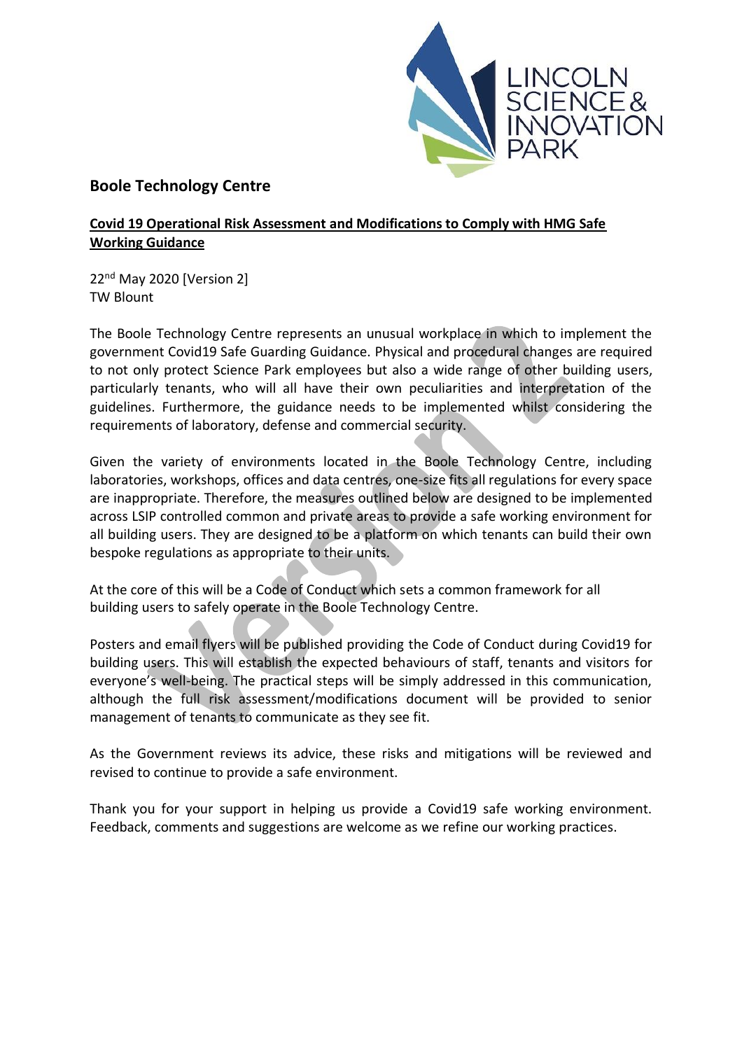## Boole Technology Centre

**Covid 19 Operational Risk Assessment and Modifications to Comply with HMG Safe Working Guidance**

22nd May 2020 [Version 2]
TW Blount

The Boole Technology Centre represents an unusual workplace in which to implement the government Covid19 Safe Guarding Guidance. Physical and procedural changes are required to not only protect Science Park employees but also a wide range of other building users, particularly tenants, who will all have their own peculiarities and interpretation of the guidelines. Furthermore, the guidance needs to be implemented whilst considering the requirements of laboratory, defense and commercial security.

Given the variety of environments located in the Boole Technology Centre, including laboratories, workshops, offices and data centres, one-size fits all regulations for every space are inappropriate. Therefore, the measures outlined below are designed to be implemented across LSIP controlled common and private areas to provide a safe working environment for all building users. They are designed to be a platform on which tenants can build their own bespoke regulations as appropriate to their units.

At the core of this will be a Code of Conduct which sets a common framework for all building users to safely operate in the Boole Technology Centre.

Posters and email flyers will be published providing the Code of Conduct during Covid19 for building users. This will establish the expected behaviours of staff, tenants and visitors for everyone's well-being. The practical steps will be simply addressed in this communication, although the full risk assessment/modifications document will be provided to senior management of tenants to communicate as they see fit.

As the Government reviews its advice, these risks and mitigations will be reviewed and revised to continue to provide a safe environment.

Thank you for your support in helping us provide a Covid19 safe working environment. Feedback, comments and suggestions are welcome as we refine our working practices.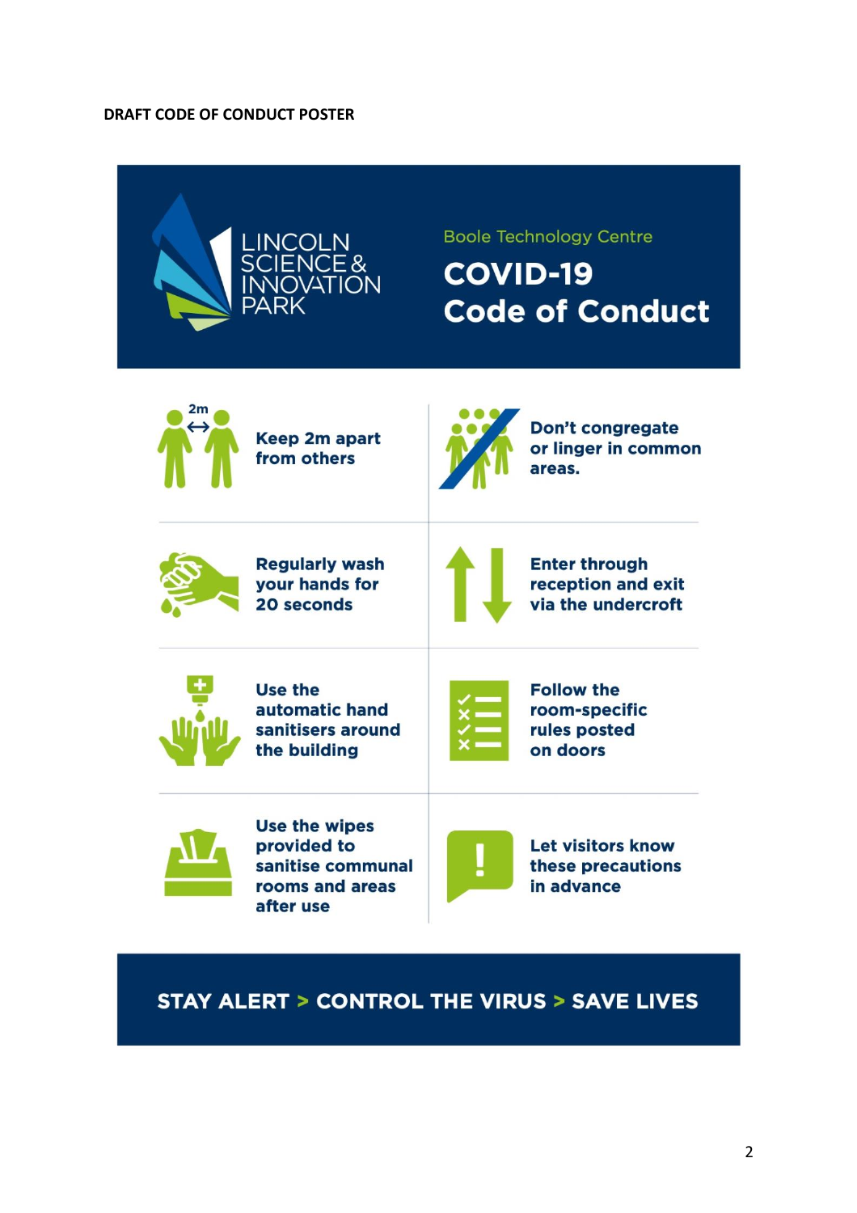**DRAFT CODE OF CONDUCT POSTER**

LINCOLN SCIENCE & INNOVATION PARK

Boole Technology Centre

# COVID-19 Code of Conduct

- 2m — **Keep 2m apart from others**
- **Don't congregate or linger in common areas.**
- **Regularly wash your hands for 20 seconds**
- **Enter through reception and exit via the undercroft**
- **Use the automatic hand sanitisers around the building**
- **Follow the room-specific rules posted on doors**
- **Use the wipes provided to sanitise communal rooms and areas after use**
- **Let visitors know these precautions in advance**

**STAY ALERT > CONTROL THE VIRUS > SAVE LIVES**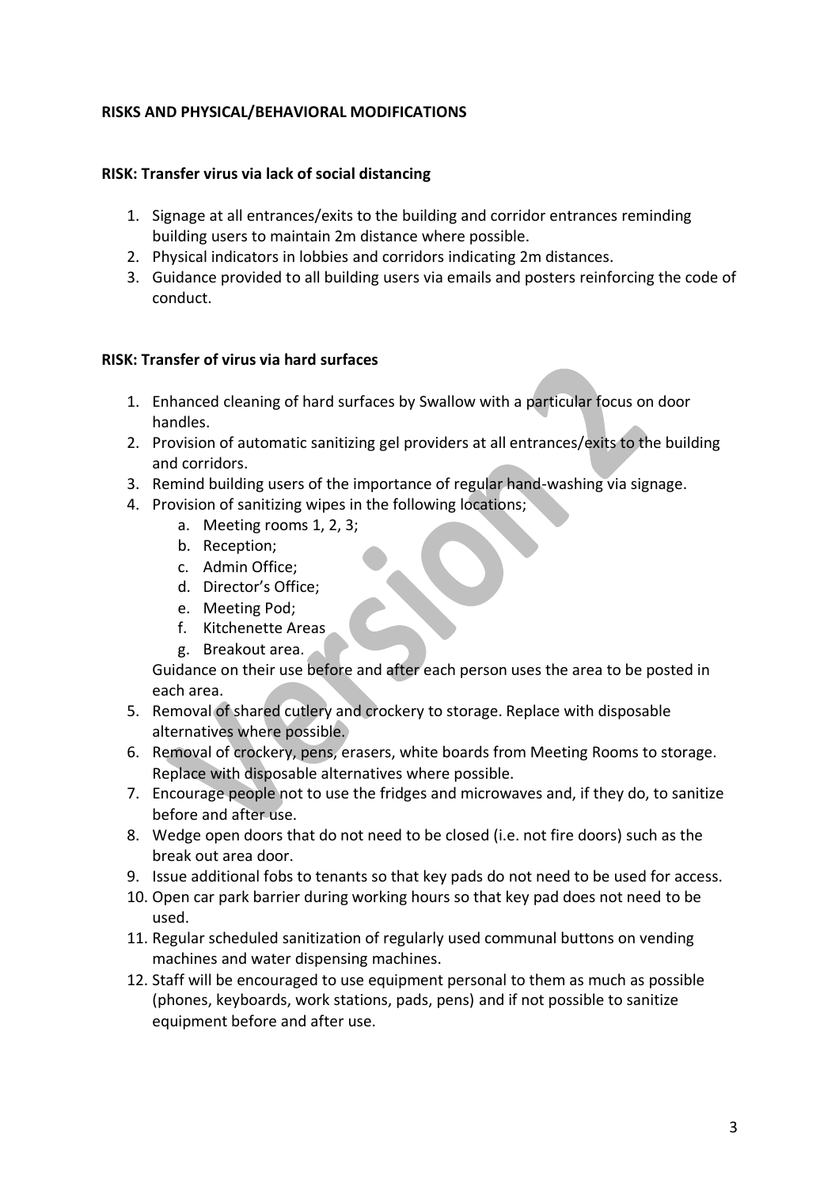**RISKS AND PHYSICAL/BEHAVIORAL MODIFICATIONS**

**RISK: Transfer virus via lack of social distancing**

1. Signage at all entrances/exits to the building and corridor entrances reminding building users to maintain 2m distance where possible.
2. Physical indicators in lobbies and corridors indicating 2m distances.
3. Guidance provided to all building users via emails and posters reinforcing the code of conduct.

**RISK: Transfer of virus via hard surfaces**

1. Enhanced cleaning of hard surfaces by Swallow with a particular focus on door handles.
2. Provision of automatic sanitizing gel providers at all entrances/exits to the building and corridors.
3. Remind building users of the importance of regular hand-washing via signage.
4. Provision of sanitizing wipes in the following locations;
   a. Meeting rooms 1, 2, 3;
   b. Reception;
   c. Admin Office;
   d. Director's Office;
   e. Meeting Pod;
   f. Kitchenette Areas
   g. Breakout area.

   Guidance on their use before and after each person uses the area to be posted in each area.
5. Removal of shared cutlery and crockery to storage. Replace with disposable alternatives where possible.
6. Removal of crockery, pens, erasers, white boards from Meeting Rooms to storage. Replace with disposable alternatives where possible.
7. Encourage people not to use the fridges and microwaves and, if they do, to sanitize before and after use.
8. Wedge open doors that do not need to be closed (i.e. not fire doors) such as the break out area door.
9. Issue additional fobs to tenants so that key pads do not need to be used for access.
10. Open car park barrier during working hours so that key pad does not need to be used.
11. Regular scheduled sanitization of regularly used communal buttons on vending machines and water dispensing machines.
12. Staff will be encouraged to use equipment personal to them as much as possible (phones, keyboards, work stations, pads, pens) and if not possible to sanitize equipment before and after use.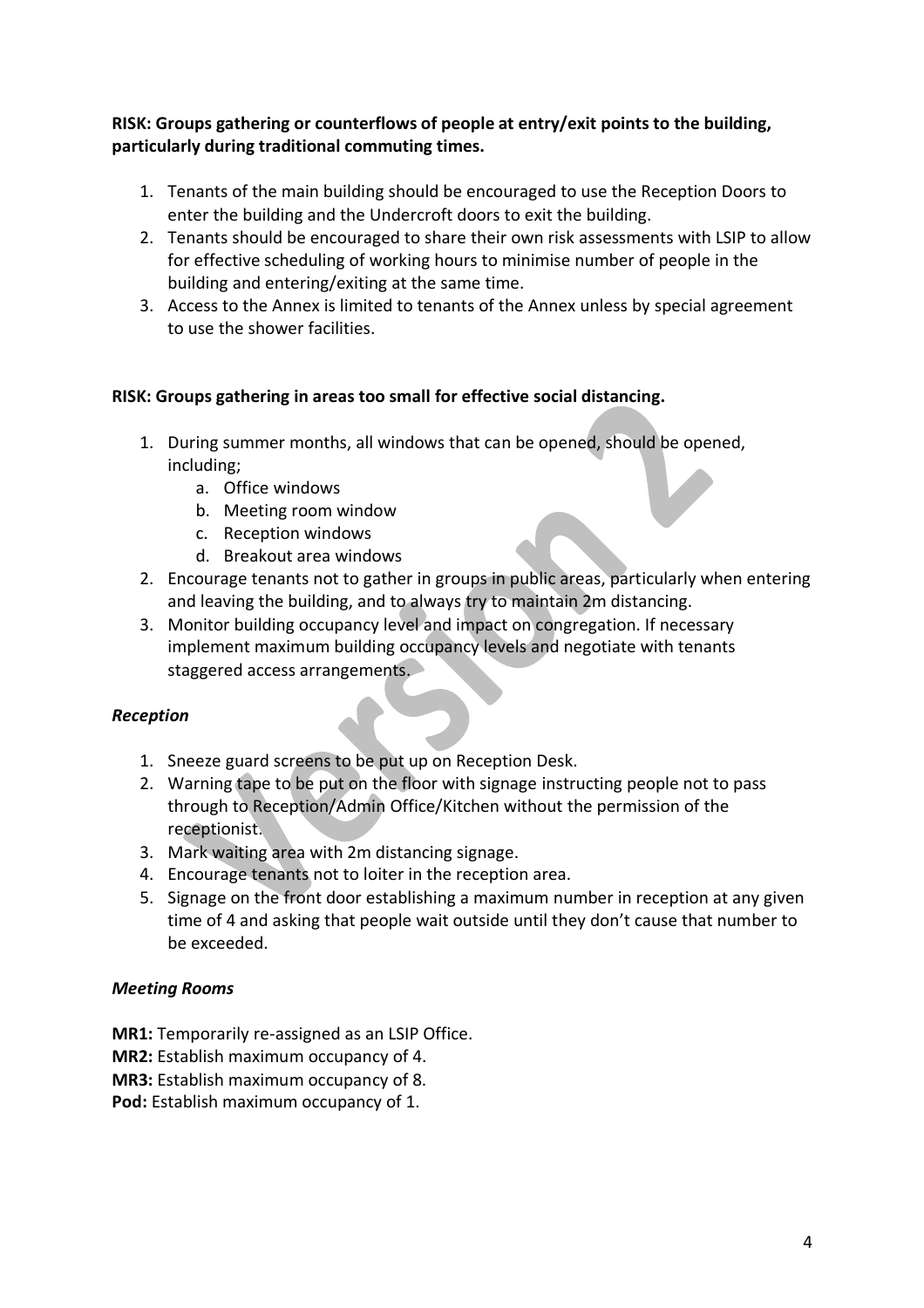**RISK: Groups gathering or counterflows of people at entry/exit points to the building, particularly during traditional commuting times.**

1. Tenants of the main building should be encouraged to use the Reception Doors to enter the building and the Undercroft doors to exit the building.
2. Tenants should be encouraged to share their own risk assessments with LSIP to allow for effective scheduling of working hours to minimise number of people in the building and entering/exiting at the same time.
3. Access to the Annex is limited to tenants of the Annex unless by special agreement to use the shower facilities.

**RISK: Groups gathering in areas too small for effective social distancing.**

1. During summer months, all windows that can be opened, should be opened, including;
   a. Office windows
   b. Meeting room window
   c. Reception windows
   d. Breakout area windows
2. Encourage tenants not to gather in groups in public areas, particularly when entering and leaving the building, and to always try to maintain 2m distancing.
3. Monitor building occupancy level and impact on congregation. If necessary implement maximum building occupancy levels and negotiate with tenants staggered access arrangements.

***Reception***

1. Sneeze guard screens to be put up on Reception Desk.
2. Warning tape to be put on the floor with signage instructing people not to pass through to Reception/Admin Office/Kitchen without the permission of the receptionist.
3. Mark waiting area with 2m distancing signage.
4. Encourage tenants not to loiter in the reception area.
5. Signage on the front door establishing a maximum number in reception at any given time of 4 and asking that people wait outside until they don't cause that number to be exceeded.

***Meeting Rooms***

**MR1:** Temporarily re-assigned as an LSIP Office.
**MR2:** Establish maximum occupancy of 4.
**MR3:** Establish maximum occupancy of 8.
**Pod:** Establish maximum occupancy of 1.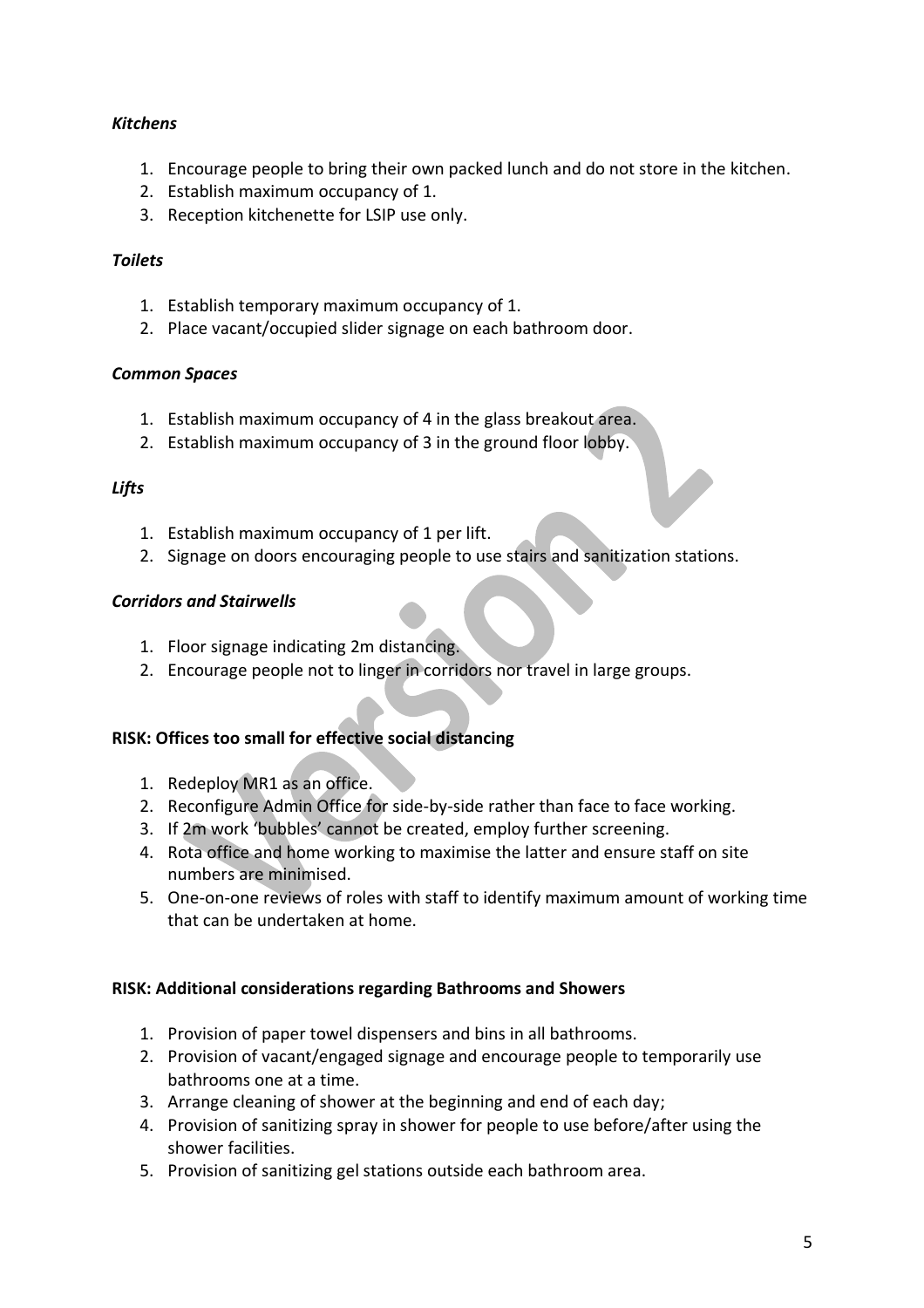***Kitchens***

1. Encourage people to bring their own packed lunch and do not store in the kitchen.
2. Establish maximum occupancy of 1.
3. Reception kitchenette for LSIP use only.

***Toilets***

1. Establish temporary maximum occupancy of 1.
2. Place vacant/occupied slider signage on each bathroom door.

***Common Spaces***

1. Establish maximum occupancy of 4 in the glass breakout area.
2. Establish maximum occupancy of 3 in the ground floor lobby.

***Lifts***

1. Establish maximum occupancy of 1 per lift.
2. Signage on doors encouraging people to use stairs and sanitization stations.

***Corridors and Stairwells***

1. Floor signage indicating 2m distancing.
2. Encourage people not to linger in corridors nor travel in large groups.

**RISK: Offices too small for effective social distancing**

1. Redeploy MR1 as an office.
2. Reconfigure Admin Office for side-by-side rather than face to face working.
3. If 2m work 'bubbles' cannot be created, employ further screening.
4. Rota office and home working to maximise the latter and ensure staff on site numbers are minimised.
5. One-on-one reviews of roles with staff to identify maximum amount of working time that can be undertaken at home.

**RISK: Additional considerations regarding Bathrooms and Showers**

1. Provision of paper towel dispensers and bins in all bathrooms.
2. Provision of vacant/engaged signage and encourage people to temporarily use bathrooms one at a time.
3. Arrange cleaning of shower at the beginning and end of each day;
4. Provision of sanitizing spray in shower for people to use before/after using the shower facilities.
5. Provision of sanitizing gel stations outside each bathroom area.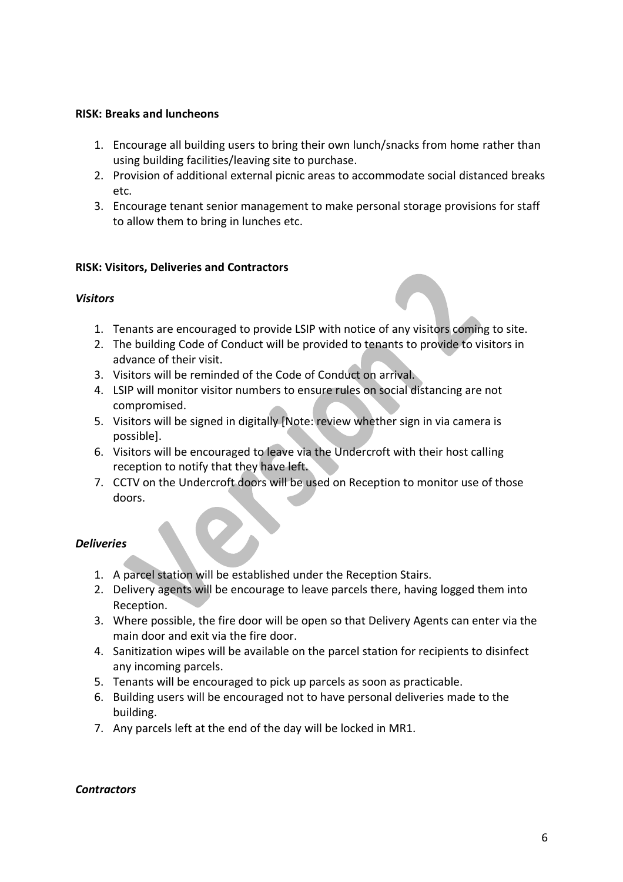**RISK: Breaks and luncheons**

1. Encourage all building users to bring their own lunch/snacks from home rather than using building facilities/leaving site to purchase.
2. Provision of additional external picnic areas to accommodate social distanced breaks etc.
3. Encourage tenant senior management to make personal storage provisions for staff to allow them to bring in lunches etc.

**RISK: Visitors, Deliveries and Contractors**

***Visitors***

1. Tenants are encouraged to provide LSIP with notice of any visitors coming to site.
2. The building Code of Conduct will be provided to tenants to provide to visitors in advance of their visit.
3. Visitors will be reminded of the Code of Conduct on arrival.
4. LSIP will monitor visitor numbers to ensure rules on social distancing are not compromised.
5. Visitors will be signed in digitally [Note: review whether sign in via camera is possible].
6. Visitors will be encouraged to leave via the Undercroft with their host calling reception to notify that they have left.
7. CCTV on the Undercroft doors will be used on Reception to monitor use of those doors.

***Deliveries***

1. A parcel station will be established under the Reception Stairs.
2. Delivery agents will be encourage to leave parcels there, having logged them into Reception.
3. Where possible, the fire door will be open so that Delivery Agents can enter via the main door and exit via the fire door.
4. Sanitization wipes will be available on the parcel station for recipients to disinfect any incoming parcels.
5. Tenants will be encouraged to pick up parcels as soon as practicable.
6. Building users will be encouraged not to have personal deliveries made to the building.
7. Any parcels left at the end of the day will be locked in MR1.

***Contractors***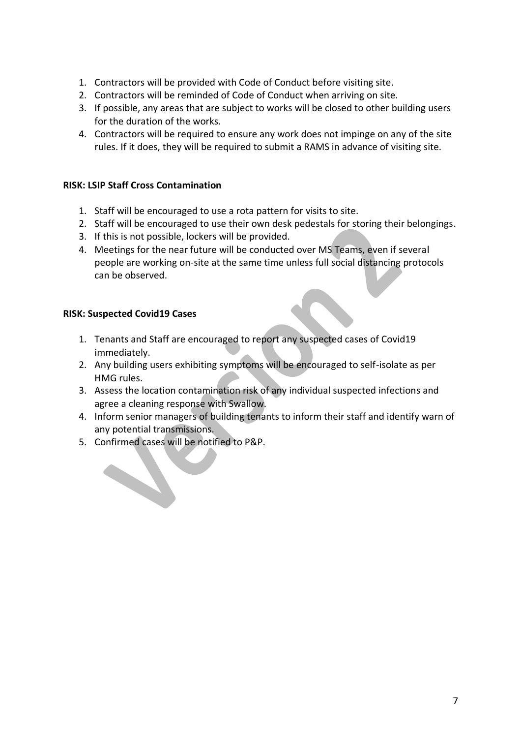1. Contractors will be provided with Code of Conduct before visiting site.
2. Contractors will be reminded of Code of Conduct when arriving on site.
3. If possible, any areas that are subject to works will be closed to other building users for the duration of the works.
4. Contractors will be required to ensure any work does not impinge on any of the site rules. If it does, they will be required to submit a RAMS in advance of visiting site.

**RISK: LSIP Staff Cross Contamination**

1. Staff will be encouraged to use a rota pattern for visits to site.
2. Staff will be encouraged to use their own desk pedestals for storing their belongings.
3. If this is not possible, lockers will be provided.
4. Meetings for the near future will be conducted over MS Teams, even if several people are working on-site at the same time unless full social distancing protocols can be observed.

**RISK: Suspected Covid19 Cases**

1. Tenants and Staff are encouraged to report any suspected cases of Covid19 immediately.
2. Any building users exhibiting symptoms will be encouraged to self-isolate as per HMG rules.
3. Assess the location contamination risk of any individual suspected infections and agree a cleaning response with Swallow.
4. Inform senior managers of building tenants to inform their staff and identify warn of any potential transmissions.
5. Confirmed cases will be notified to P&P.